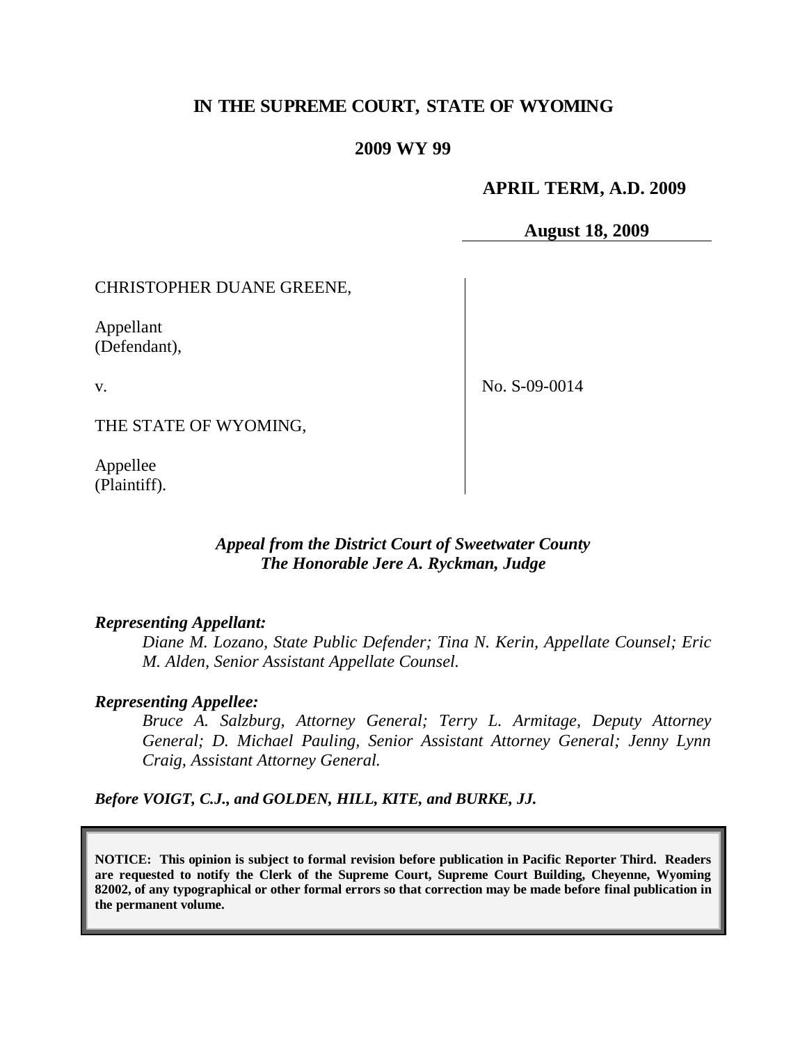**IN THE SUPREME COURT, STATE OF WYOMING**

**2009 WY 99**

**APRIL TERM, A.D. 2009**

**August 18, 2009**

CHRISTOPHER DUANE GREENE,

Appellant
(Defendant),

v.

THE STATE OF WYOMING,

Appellee
(Plaintiff).

No. S-09-0014

***Appeal from the District Court of Sweetwater County***
***The Honorable Jere A. Ryckman, Judge***

***Representing Appellant:***

*Diane M. Lozano, State Public Defender; Tina N. Kerin, Appellate Counsel; Eric M. Alden, Senior Assistant Appellate Counsel.*

***Representing Appellee:***

*Bruce A. Salzburg, Attorney General; Terry L. Armitage, Deputy Attorney General; D. Michael Pauling, Senior Assistant Attorney General; Jenny Lynn Craig, Assistant Attorney General.*

***Before VOIGT, C.J., and GOLDEN, HILL, KITE, and BURKE, JJ.***

**NOTICE: This opinion is subject to formal revision before publication in Pacific Reporter Third. Readers are requested to notify the Clerk of the Supreme Court, Supreme Court Building, Cheyenne, Wyoming 82002, of any typographical or other formal errors so that correction may be made before final publication in the permanent volume.**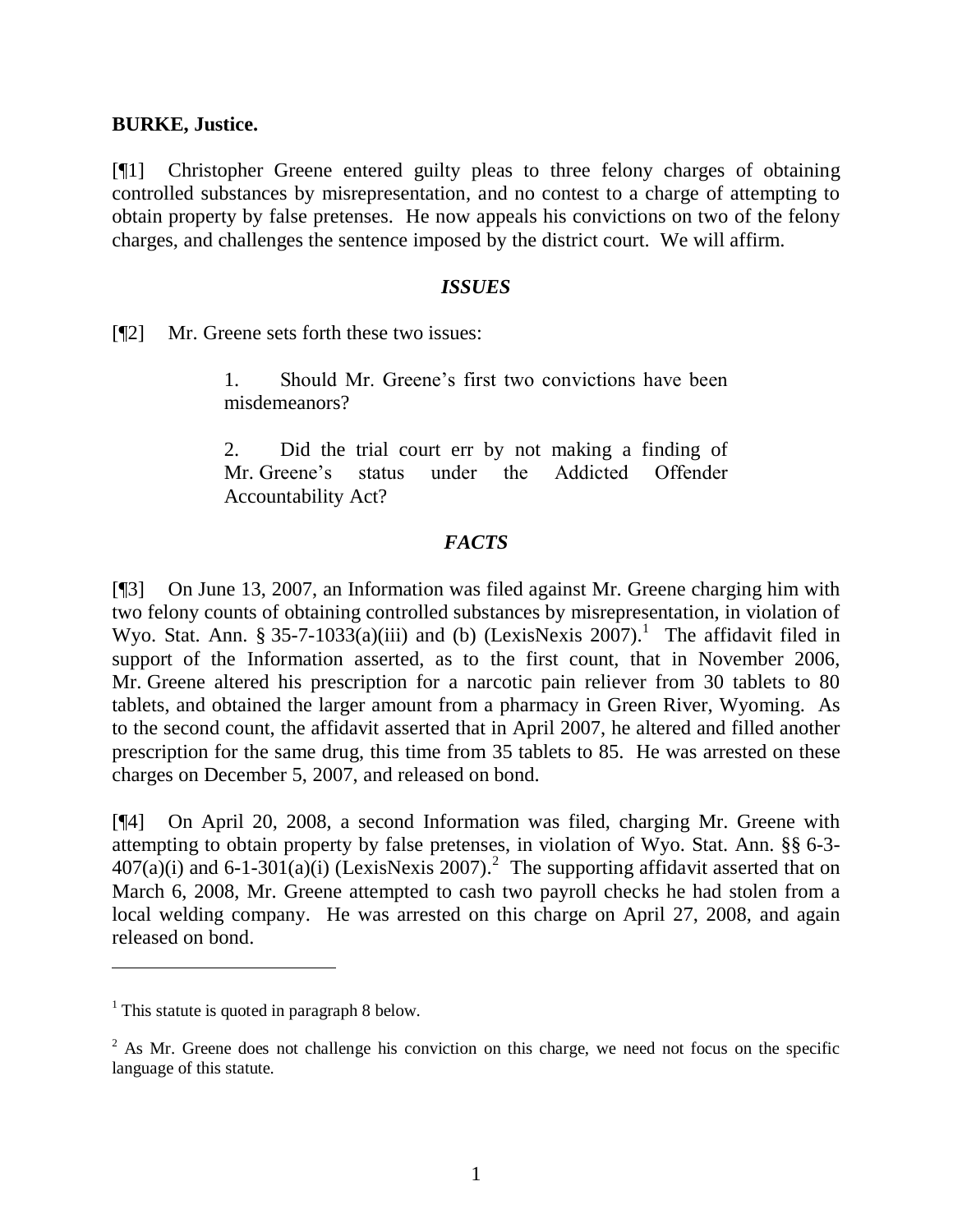**BURKE, Justice.**

[¶1] Christopher Greene entered guilty pleas to three felony charges of obtaining controlled substances by misrepresentation, and no contest to a charge of attempting to obtain property by false pretenses. He now appeals his convictions on two of the felony charges, and challenges the sentence imposed by the district court. We will affirm.

### *ISSUES*

[¶2] Mr. Greene sets forth these two issues:

> 1. Should Mr. Greene's first two convictions have been misdemeanors?
>
> 2. Did the trial court err by not making a finding of Mr. Greene's status under the Addicted Offender Accountability Act?

### *FACTS*

[¶3] On June 13, 2007, an Information was filed against Mr. Greene charging him with two felony counts of obtaining controlled substances by misrepresentation, in violation of Wyo. Stat. Ann. § 35-7-1033(a)(iii) and (b) (LexisNexis 2007).[1] The affidavit filed in support of the Information asserted, as to the first count, that in November 2006, Mr. Greene altered his prescription for a narcotic pain reliever from 30 tablets to 80 tablets, and obtained the larger amount from a pharmacy in Green River, Wyoming. As to the second count, the affidavit asserted that in April 2007, he altered and filled another prescription for the same drug, this time from 35 tablets to 85. He was arrested on these charges on December 5, 2007, and released on bond.

[¶4] On April 20, 2008, a second Information was filed, charging Mr. Greene with attempting to obtain property by false pretenses, in violation of Wyo. Stat. Ann. §§ 6-3-407(a)(i) and 6-1-301(a)(i) (LexisNexis 2007).[2] The supporting affidavit asserted that on March 6, 2008, Mr. Greene attempted to cash two payroll checks he had stolen from a local welding company. He was arrested on this charge on April 27, 2008, and again released on bond.

---

[1] This statute is quoted in paragraph 8 below.

[2] As Mr. Greene does not challenge his conviction on this charge, we need not focus on the specific language of this statute.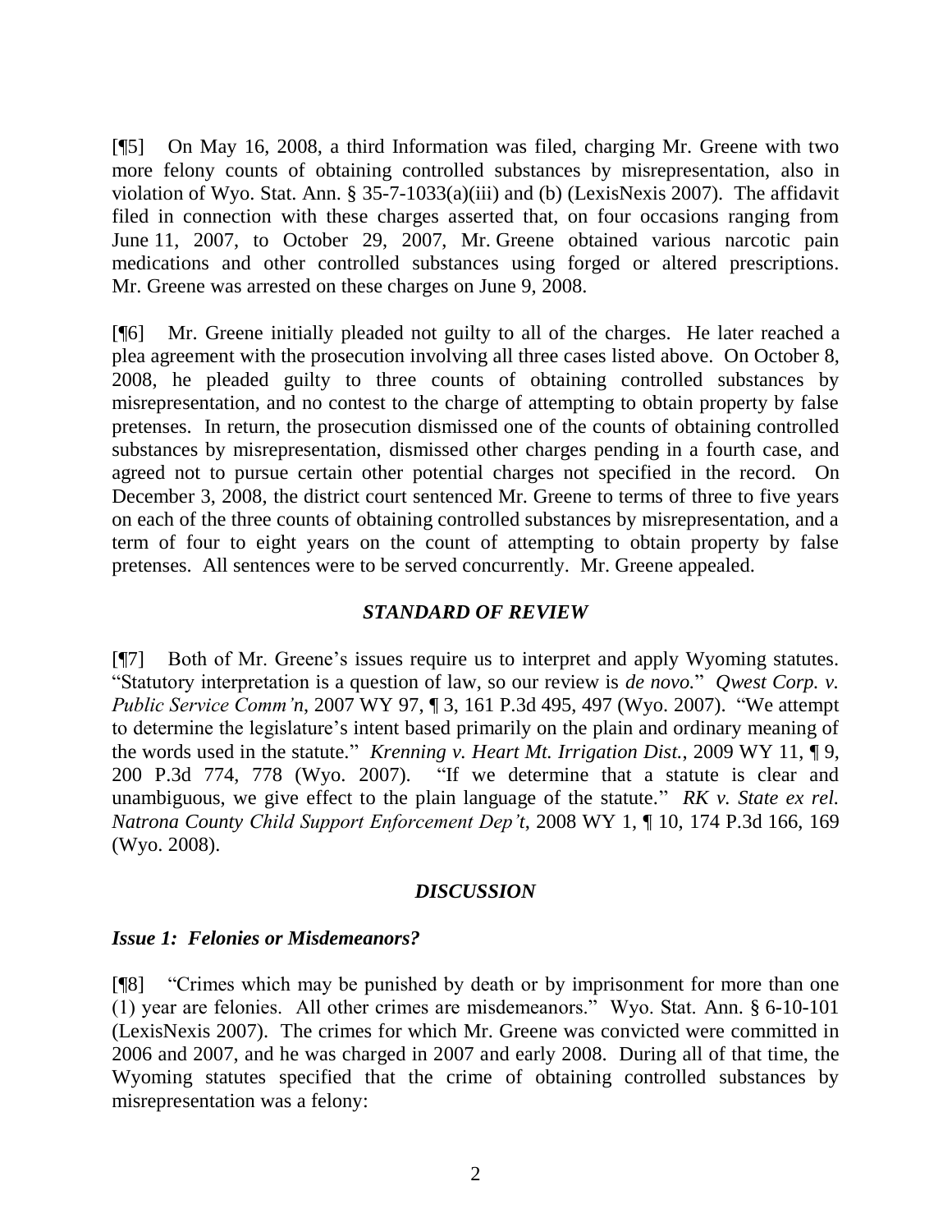[¶5] On May 16, 2008, a third Information was filed, charging Mr. Greene with two more felony counts of obtaining controlled substances by misrepresentation, also in violation of Wyo. Stat. Ann. § 35-7-1033(a)(iii) and (b) (LexisNexis 2007). The affidavit filed in connection with these charges asserted that, on four occasions ranging from June 11, 2007, to October 29, 2007, Mr. Greene obtained various narcotic pain medications and other controlled substances using forged or altered prescriptions. Mr. Greene was arrested on these charges on June 9, 2008.

[¶6] Mr. Greene initially pleaded not guilty to all of the charges. He later reached a plea agreement with the prosecution involving all three cases listed above. On October 8, 2008, he pleaded guilty to three counts of obtaining controlled substances by misrepresentation, and no contest to the charge of attempting to obtain property by false pretenses. In return, the prosecution dismissed one of the counts of obtaining controlled substances by misrepresentation, dismissed other charges pending in a fourth case, and agreed not to pursue certain other potential charges not specified in the record. On December 3, 2008, the district court sentenced Mr. Greene to terms of three to five years on each of the three counts of obtaining controlled substances by misrepresentation, and a term of four to eight years on the count of attempting to obtain property by false pretenses. All sentences were to be served concurrently. Mr. Greene appealed.

## *STANDARD OF REVIEW*

[¶7] Both of Mr. Greene's issues require us to interpret and apply Wyoming statutes. "Statutory interpretation is a question of law, so our review is *de novo.*" *Qwest Corp. v. Public Service Comm'n*, 2007 WY 97, ¶ 3, 161 P.3d 495, 497 (Wyo. 2007). "We attempt to determine the legislature's intent based primarily on the plain and ordinary meaning of the words used in the statute." *Krenning v. Heart Mt. Irrigation Dist.*, 2009 WY 11, ¶ 9, 200 P.3d 774, 778 (Wyo. 2007). "If we determine that a statute is clear and unambiguous, we give effect to the plain language of the statute." *RK v. State ex rel. Natrona County Child Support Enforcement Dep't*, 2008 WY 1, ¶ 10, 174 P.3d 166, 169 (Wyo. 2008).

## *DISCUSSION*

### *Issue 1: Felonies or Misdemeanors?*

[¶8] "Crimes which may be punished by death or by imprisonment for more than one (1) year are felonies. All other crimes are misdemeanors." Wyo. Stat. Ann. § 6-10-101 (LexisNexis 2007). The crimes for which Mr. Greene was convicted were committed in 2006 and 2007, and he was charged in 2007 and early 2008. During all of that time, the Wyoming statutes specified that the crime of obtaining controlled substances by misrepresentation was a felony: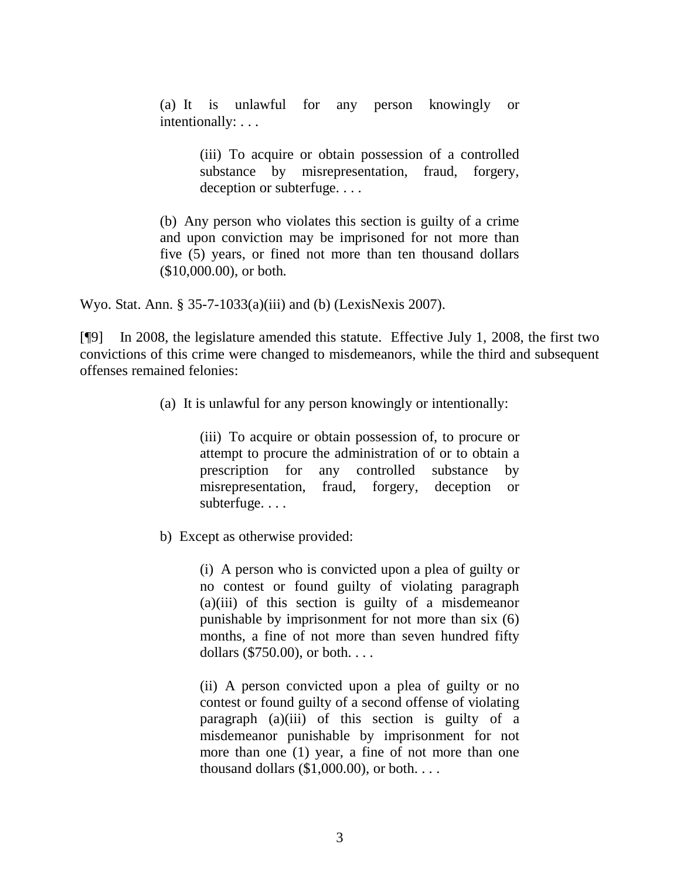> (a) It is unlawful for any person knowingly or intentionally: . . .
>
> > (iii) To acquire or obtain possession of a controlled substance by misrepresentation, fraud, forgery, deception or subterfuge. . . .
>
> (b) Any person who violates this section is guilty of a crime and upon conviction may be imprisoned for not more than five (5) years, or fined not more than ten thousand dollars ($10,000.00), or both.

Wyo. Stat. Ann. § 35-7-1033(a)(iii) and (b) (LexisNexis 2007).

[¶9] In 2008, the legislature amended this statute. Effective July 1, 2008, the first two convictions of this crime were changed to misdemeanors, while the third and subsequent offenses remained felonies:

> (a) It is unlawful for any person knowingly or intentionally:
>
> > (iii) To acquire or obtain possession of, to procure or attempt to procure the administration of or to obtain a prescription for any controlled substance by misrepresentation, fraud, forgery, deception or subterfuge. . . .
>
> b) Except as otherwise provided:
>
> > (i) A person who is convicted upon a plea of guilty or no contest or found guilty of violating paragraph (a)(iii) of this section is guilty of a misdemeanor punishable by imprisonment for not more than six (6) months, a fine of not more than seven hundred fifty dollars ($750.00), or both. . . .
> >
> > (ii) A person convicted upon a plea of guilty or no contest or found guilty of a second offense of violating paragraph (a)(iii) of this section is guilty of a misdemeanor punishable by imprisonment for not more than one (1) year, a fine of not more than one thousand dollars ($1,000.00), or both. . . .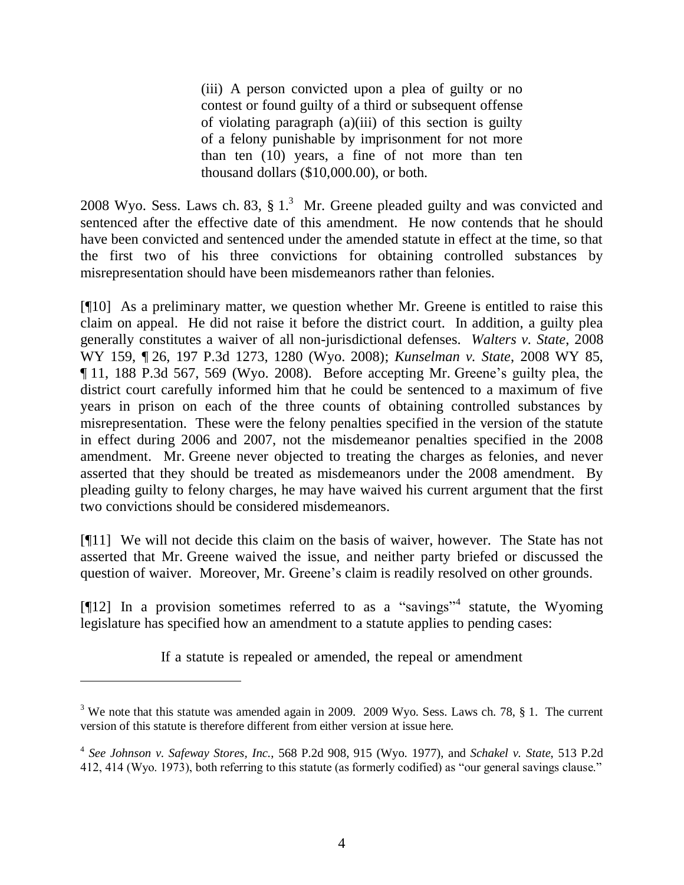> (iii) A person convicted upon a plea of guilty or no contest or found guilty of a third or subsequent offense of violating paragraph (a)(iii) of this section is guilty of a felony punishable by imprisonment for not more than ten (10) years, a fine of not more than ten thousand dollars ($10,000.00), or both.

2008 Wyo. Sess. Laws ch. 83, § 1.[3] Mr. Greene pleaded guilty and was convicted and sentenced after the effective date of this amendment. He now contends that he should have been convicted and sentenced under the amended statute in effect at the time, so that the first two of his three convictions for obtaining controlled substances by misrepresentation should have been misdemeanors rather than felonies.

[¶10] As a preliminary matter, we question whether Mr. Greene is entitled to raise this claim on appeal. He did not raise it before the district court. In addition, a guilty plea generally constitutes a waiver of all non-jurisdictional defenses. *Walters v. State*, 2008 WY 159, ¶ 26, 197 P.3d 1273, 1280 (Wyo. 2008); *Kunselman v. State*, 2008 WY 85, ¶ 11, 188 P.3d 567, 569 (Wyo. 2008). Before accepting Mr. Greene's guilty plea, the district court carefully informed him that he could be sentenced to a maximum of five years in prison on each of the three counts of obtaining controlled substances by misrepresentation. These were the felony penalties specified in the version of the statute in effect during 2006 and 2007, not the misdemeanor penalties specified in the 2008 amendment. Mr. Greene never objected to treating the charges as felonies, and never asserted that they should be treated as misdemeanors under the 2008 amendment. By pleading guilty to felony charges, he may have waived his current argument that the first two convictions should be considered misdemeanors.

[¶11] We will not decide this claim on the basis of waiver, however. The State has not asserted that Mr. Greene waived the issue, and neither party briefed or discussed the question of waiver. Moreover, Mr. Greene's claim is readily resolved on other grounds.

[¶12] In a provision sometimes referred to as a "savings"[4] statute, the Wyoming legislature has specified how an amendment to a statute applies to pending cases:

> If a statute is repealed or amended, the repeal or amendment

---

[3] We note that this statute was amended again in 2009. 2009 Wyo. Sess. Laws ch. 78, § 1. The current version of this statute is therefore different from either version at issue here.

[4] *See Johnson v. Safeway Stores, Inc.*, 568 P.2d 908, 915 (Wyo. 1977), and *Schakel v. State*, 513 P.2d 412, 414 (Wyo. 1973), both referring to this statute (as formerly codified) as "our general savings clause."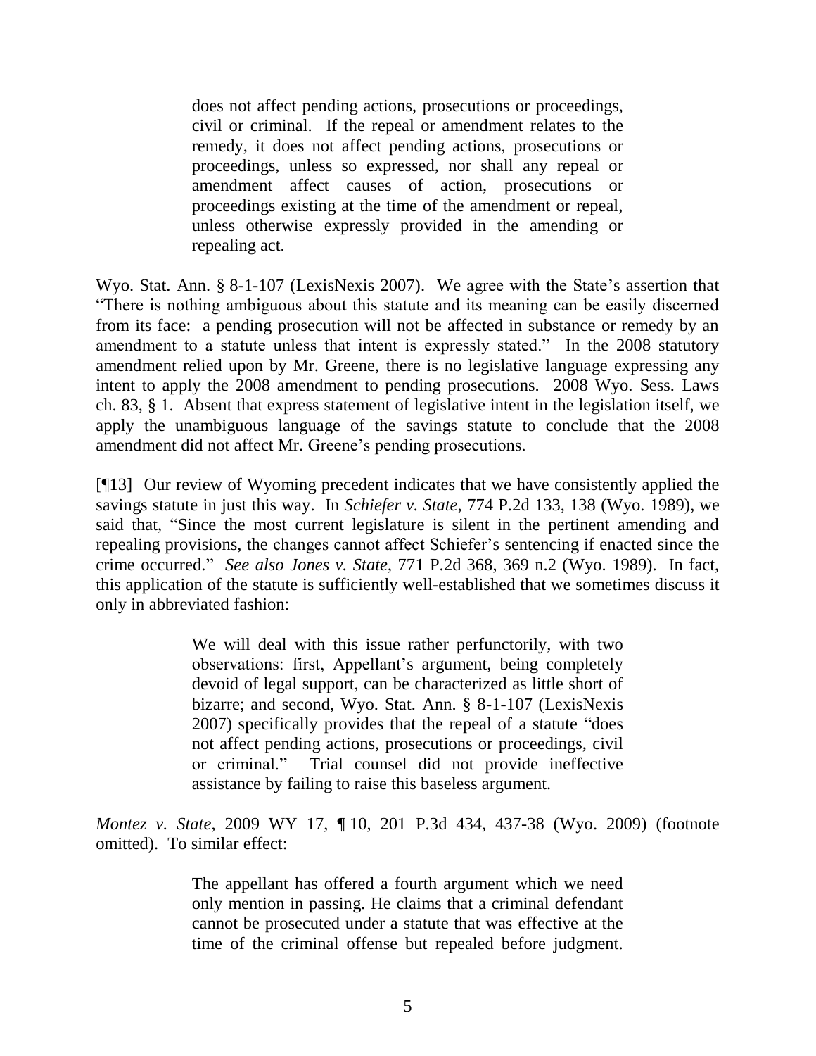> does not affect pending actions, prosecutions or proceedings, civil or criminal. If the repeal or amendment relates to the remedy, it does not affect pending actions, prosecutions or proceedings, unless so expressed, nor shall any repeal or amendment affect causes of action, prosecutions or proceedings existing at the time of the amendment or repeal, unless otherwise expressly provided in the amending or repealing act.

Wyo. Stat. Ann. § 8-1-107 (LexisNexis 2007). We agree with the State's assertion that "There is nothing ambiguous about this statute and its meaning can be easily discerned from its face: a pending prosecution will not be affected in substance or remedy by an amendment to a statute unless that intent is expressly stated." In the 2008 statutory amendment relied upon by Mr. Greene, there is no legislative language expressing any intent to apply the 2008 amendment to pending prosecutions. 2008 Wyo. Sess. Laws ch. 83, § 1. Absent that express statement of legislative intent in the legislation itself, we apply the unambiguous language of the savings statute to conclude that the 2008 amendment did not affect Mr. Greene's pending prosecutions.

[¶13] Our review of Wyoming precedent indicates that we have consistently applied the savings statute in just this way. In *Schiefer v. State*, 774 P.2d 133, 138 (Wyo. 1989), we said that, "Since the most current legislature is silent in the pertinent amending and repealing provisions, the changes cannot affect Schiefer's sentencing if enacted since the crime occurred." *See also Jones v. State*, 771 P.2d 368, 369 n.2 (Wyo. 1989). In fact, this application of the statute is sufficiently well-established that we sometimes discuss it only in abbreviated fashion:

> We will deal with this issue rather perfunctorily, with two observations: first, Appellant's argument, being completely devoid of legal support, can be characterized as little short of bizarre; and second, Wyo. Stat. Ann. § 8-1-107 (LexisNexis 2007) specifically provides that the repeal of a statute "does not affect pending actions, prosecutions or proceedings, civil or criminal." Trial counsel did not provide ineffective assistance by failing to raise this baseless argument.

*Montez v. State*, 2009 WY 17, ¶ 10, 201 P.3d 434, 437-38 (Wyo. 2009) (footnote omitted). To similar effect:

> The appellant has offered a fourth argument which we need only mention in passing. He claims that a criminal defendant cannot be prosecuted under a statute that was effective at the time of the criminal offense but repealed before judgment.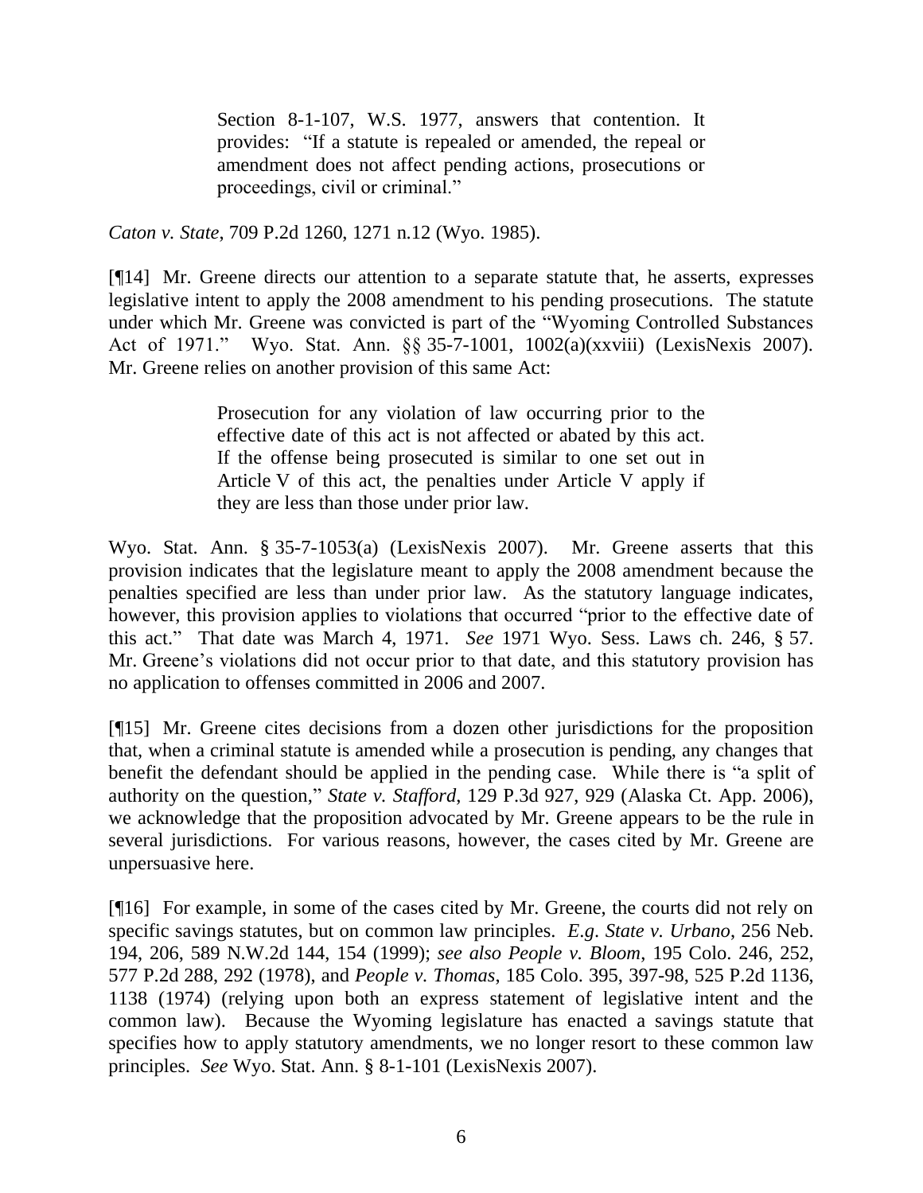> Section 8-1-107, W.S. 1977, answers that contention. It provides: "If a statute is repealed or amended, the repeal or amendment does not affect pending actions, prosecutions or proceedings, civil or criminal."

*Caton v. State*, 709 P.2d 1260, 1271 n.12 (Wyo. 1985).

[¶14] Mr. Greene directs our attention to a separate statute that, he asserts, expresses legislative intent to apply the 2008 amendment to his pending prosecutions. The statute under which Mr. Greene was convicted is part of the "Wyoming Controlled Substances Act of 1971." Wyo. Stat. Ann. §§ 35-7-1001, 1002(a)(xxviii) (LexisNexis 2007). Mr. Greene relies on another provision of this same Act:

> Prosecution for any violation of law occurring prior to the effective date of this act is not affected or abated by this act. If the offense being prosecuted is similar to one set out in Article V of this act, the penalties under Article V apply if they are less than those under prior law.

Wyo. Stat. Ann. § 35-7-1053(a) (LexisNexis 2007). Mr. Greene asserts that this provision indicates that the legislature meant to apply the 2008 amendment because the penalties specified are less than under prior law. As the statutory language indicates, however, this provision applies to violations that occurred "prior to the effective date of this act." That date was March 4, 1971. *See* 1971 Wyo. Sess. Laws ch. 246, § 57. Mr. Greene's violations did not occur prior to that date, and this statutory provision has no application to offenses committed in 2006 and 2007.

[¶15] Mr. Greene cites decisions from a dozen other jurisdictions for the proposition that, when a criminal statute is amended while a prosecution is pending, any changes that benefit the defendant should be applied in the pending case. While there is "a split of authority on the question," *State v. Stafford*, 129 P.3d 927, 929 (Alaska Ct. App. 2006), we acknowledge that the proposition advocated by Mr. Greene appears to be the rule in several jurisdictions. For various reasons, however, the cases cited by Mr. Greene are unpersuasive here.

[¶16] For example, in some of the cases cited by Mr. Greene, the courts did not rely on specific savings statutes, but on common law principles. *E.g*. *State v. Urbano*, 256 Neb. 194, 206, 589 N.W.2d 144, 154 (1999); *see also People v. Bloom*, 195 Colo. 246, 252, 577 P.2d 288, 292 (1978), and *People v. Thomas*, 185 Colo. 395, 397-98, 525 P.2d 1136, 1138 (1974) (relying upon both an express statement of legislative intent and the common law). Because the Wyoming legislature has enacted a savings statute that specifies how to apply statutory amendments, we no longer resort to these common law principles. *See* Wyo. Stat. Ann. § 8-1-101 (LexisNexis 2007).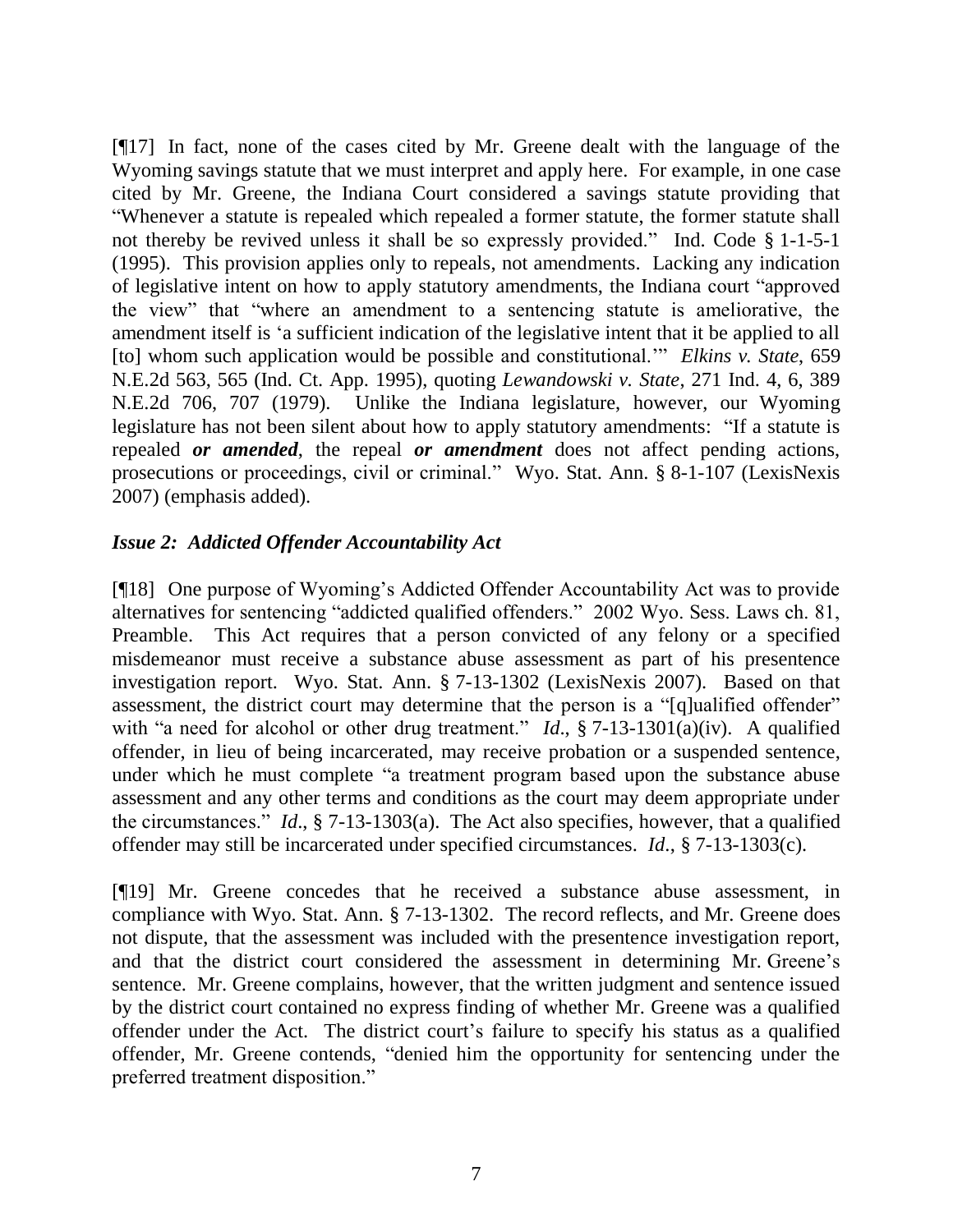[¶17] In fact, none of the cases cited by Mr. Greene dealt with the language of the Wyoming savings statute that we must interpret and apply here. For example, in one case cited by Mr. Greene, the Indiana Court considered a savings statute providing that "Whenever a statute is repealed which repealed a former statute, the former statute shall not thereby be revived unless it shall be so expressly provided." Ind. Code § 1-1-5-1 (1995). This provision applies only to repeals, not amendments. Lacking any indication of legislative intent on how to apply statutory amendments, the Indiana court "approved the view" that "where an amendment to a sentencing statute is ameliorative, the amendment itself is 'a sufficient indication of the legislative intent that it be applied to all [to] whom such application would be possible and constitutional.'" *Elkins v. State*, 659 N.E.2d 563, 565 (Ind. Ct. App. 1995), quoting *Lewandowski v. State*, 271 Ind. 4, 6, 389 N.E.2d 706, 707 (1979). Unlike the Indiana legislature, however, our Wyoming legislature has not been silent about how to apply statutory amendments: "If a statute is repealed ***or amended***, the repeal ***or amendment*** does not affect pending actions, prosecutions or proceedings, civil or criminal." Wyo. Stat. Ann. § 8-1-107 (LexisNexis 2007) (emphasis added).

### *Issue 2: Addicted Offender Accountability Act*

[¶18] One purpose of Wyoming's Addicted Offender Accountability Act was to provide alternatives for sentencing "addicted qualified offenders." 2002 Wyo. Sess. Laws ch. 81, Preamble. This Act requires that a person convicted of any felony or a specified misdemeanor must receive a substance abuse assessment as part of his presentence investigation report. Wyo. Stat. Ann. § 7-13-1302 (LexisNexis 2007). Based on that assessment, the district court may determine that the person is a "[q]ualified offender" with "a need for alcohol or other drug treatment." *Id*., § 7-13-1301(a)(iv). A qualified offender, in lieu of being incarcerated, may receive probation or a suspended sentence, under which he must complete "a treatment program based upon the substance abuse assessment and any other terms and conditions as the court may deem appropriate under the circumstances." *Id*., § 7-13-1303(a). The Act also specifies, however, that a qualified offender may still be incarcerated under specified circumstances. *Id*., § 7-13-1303(c).

[¶19] Mr. Greene concedes that he received a substance abuse assessment, in compliance with Wyo. Stat. Ann. § 7-13-1302. The record reflects, and Mr. Greene does not dispute, that the assessment was included with the presentence investigation report, and that the district court considered the assessment in determining Mr. Greene's sentence. Mr. Greene complains, however, that the written judgment and sentence issued by the district court contained no express finding of whether Mr. Greene was a qualified offender under the Act. The district court's failure to specify his status as a qualified offender, Mr. Greene contends, "denied him the opportunity for sentencing under the preferred treatment disposition."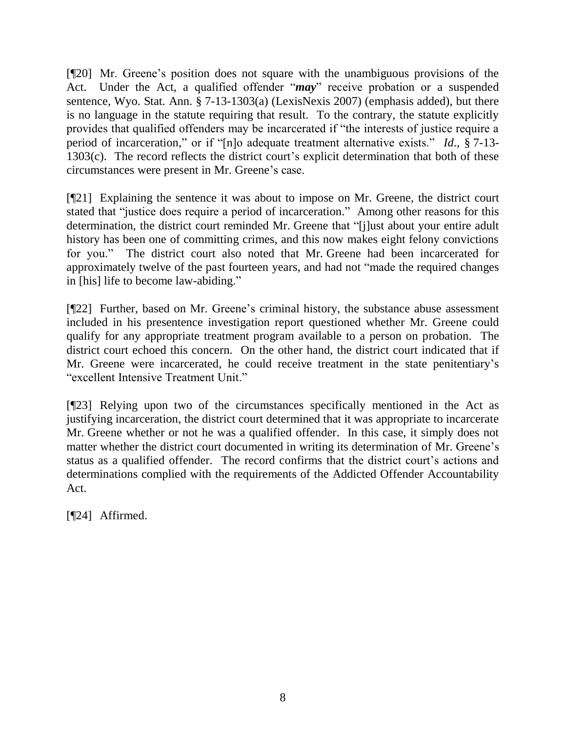[¶20] Mr. Greene's position does not square with the unambiguous provisions of the Act. Under the Act, a qualified offender "***may***" receive probation or a suspended sentence, Wyo. Stat. Ann. § 7-13-1303(a) (LexisNexis 2007) (emphasis added), but there is no language in the statute requiring that result. To the contrary, the statute explicitly provides that qualified offenders may be incarcerated if "the interests of justice require a period of incarceration," or if "[n]o adequate treatment alternative exists." *Id.*, § 7-13-1303(c). The record reflects the district court's explicit determination that both of these circumstances were present in Mr. Greene's case.

[¶21] Explaining the sentence it was about to impose on Mr. Greene, the district court stated that "justice does require a period of incarceration." Among other reasons for this determination, the district court reminded Mr. Greene that "[j]ust about your entire adult history has been one of committing crimes, and this now makes eight felony convictions for you." The district court also noted that Mr. Greene had been incarcerated for approximately twelve of the past fourteen years, and had not "made the required changes in [his] life to become law-abiding."

[¶22] Further, based on Mr. Greene's criminal history, the substance abuse assessment included in his presentence investigation report questioned whether Mr. Greene could qualify for any appropriate treatment program available to a person on probation. The district court echoed this concern. On the other hand, the district court indicated that if Mr. Greene were incarcerated, he could receive treatment in the state penitentiary's "excellent Intensive Treatment Unit."

[¶23] Relying upon two of the circumstances specifically mentioned in the Act as justifying incarceration, the district court determined that it was appropriate to incarcerate Mr. Greene whether or not he was a qualified offender. In this case, it simply does not matter whether the district court documented in writing its determination of Mr. Greene's status as a qualified offender. The record confirms that the district court's actions and determinations complied with the requirements of the Addicted Offender Accountability Act.

[¶24] Affirmed.